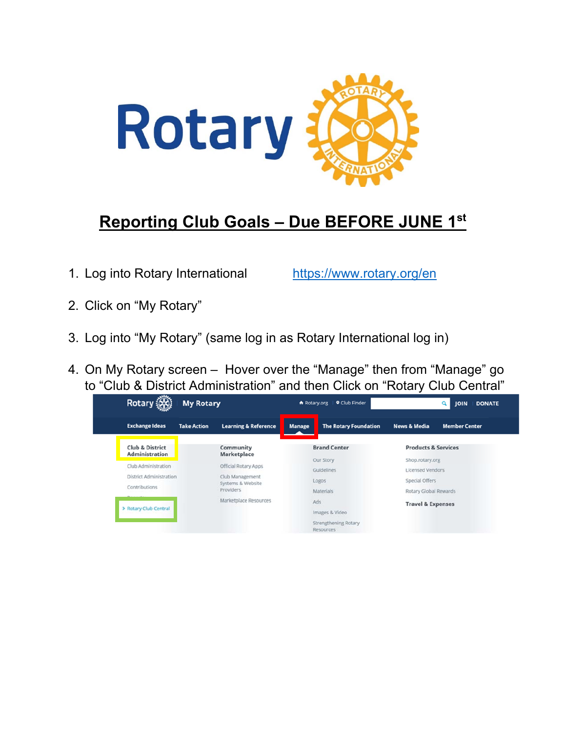# Reporting Club Goals – Due BEFORE JUNE 1st

1. Log into Rotary International https://www.rotary.org/en

2. Click on "My Rotary"

3. Log into "My Rotary" (same log in as Rotary International log in)

4. On My Rotary screen – Hover over the "Manage" then from "Manage" go to "Club & District Administration" and then Click on "Rotary Club Central"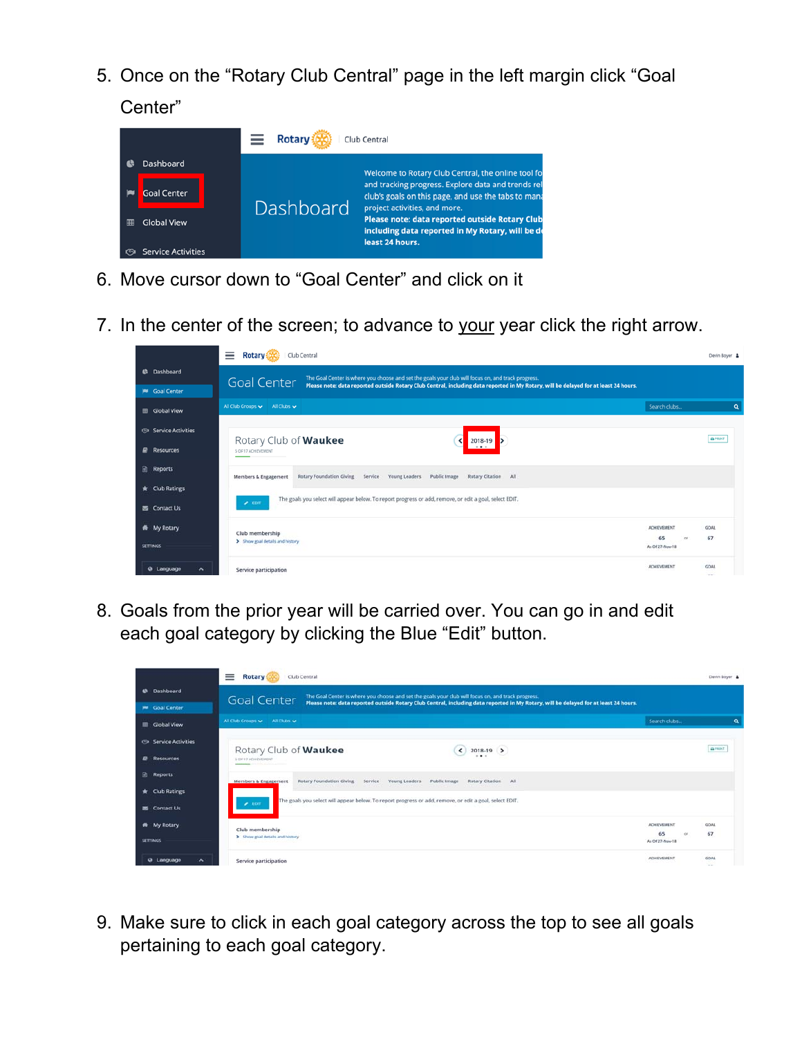5. Once on the "Rotary Club Central" page in the left margin click "Goal Center"

6. Move cursor down to "Goal Center" and click on it

7. In the center of the screen; to advance to <u>your</u> year click the right arrow.

8. Goals from the prior year will be carried over. You can go in and edit each goal category by clicking the Blue "Edit" button.

9. Make sure to click in each goal category across the top to see all goals pertaining to each goal category.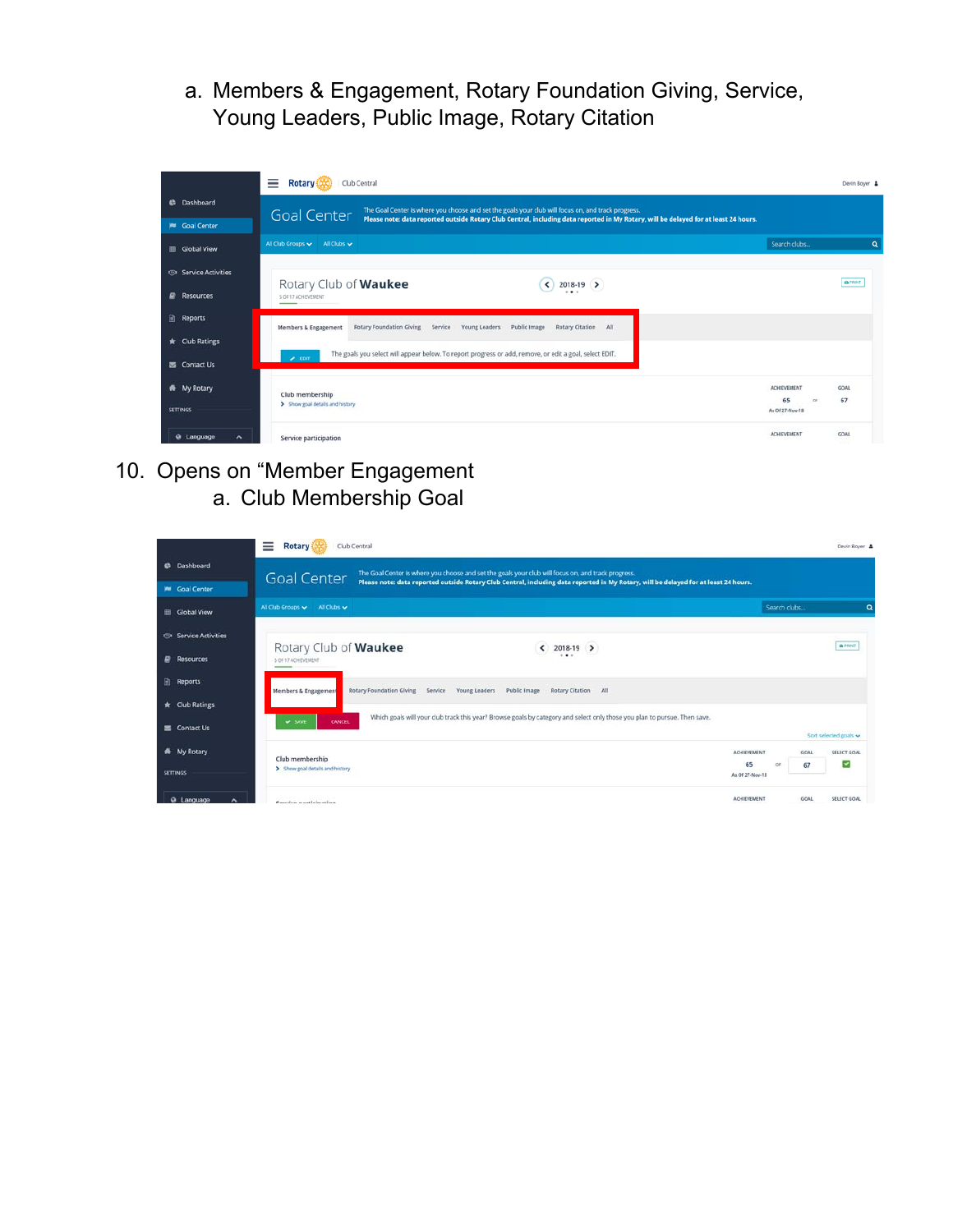a. Members & Engagement, Rotary Foundation Giving, Service, Young Leaders, Public Image, Rotary Citation

10. Opens on "Member Engagement
    a. Club Membership Goal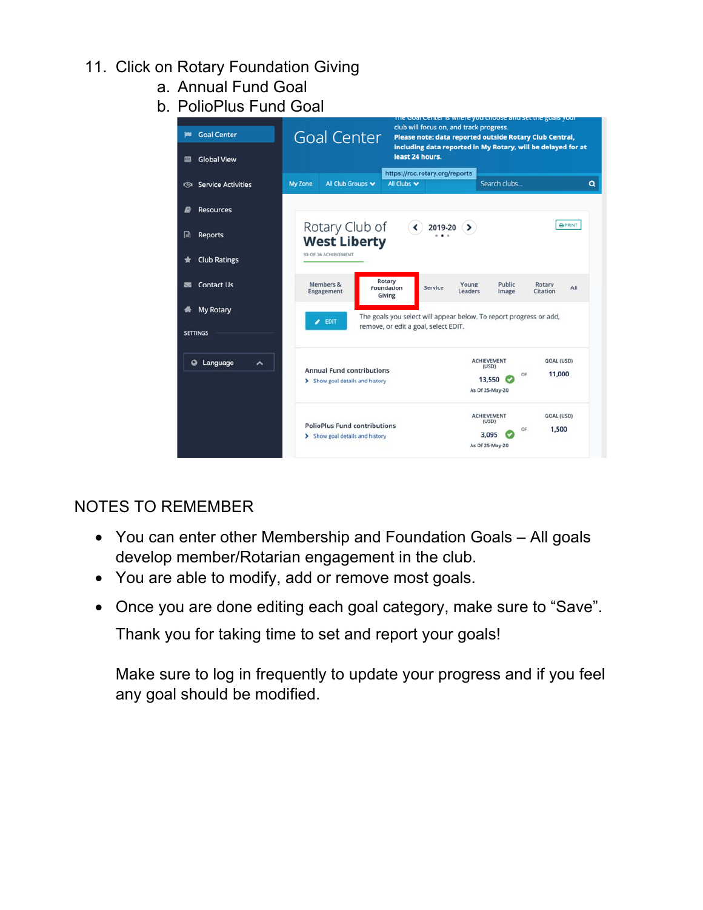11. Click on Rotary Foundation Giving
    a. Annual Fund Goal
    b. PolioPlus Fund Goal

NOTES TO REMEMBER

- You can enter other Membership and Foundation Goals – All goals develop member/Rotarian engagement in the club.
- You are able to modify, add or remove most goals.
- Once you are done editing each goal category, make sure to "Save".

  Thank you for taking time to set and report your goals!

  Make sure to log in frequently to update your progress and if you feel any goal should be modified.